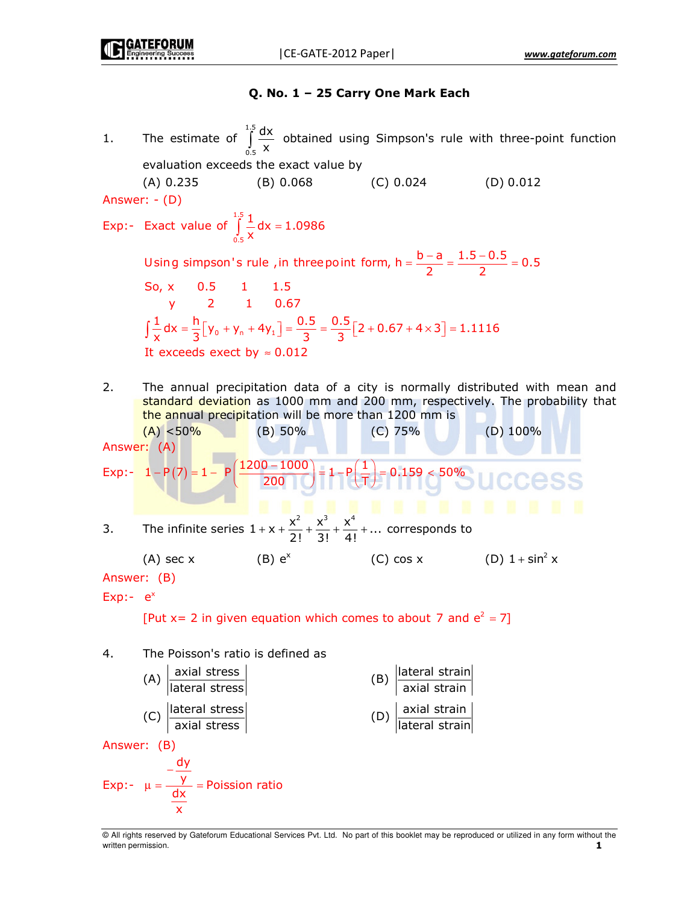### Q. No. 1 – 25 Carry One Mark Each

1. The estimate of $\int_{0.5}^{1.5} \frac{dx}{x}$ obtained using Simpson's rule with three-point function evaluation exceeds the exact value by

   (A) 0.235 (B) 0.068 (C) 0.024 (D) 0.012

Answer: - (D)

Exp:- Exact value of $\int_{0.5}^{1.5} \frac{1}{x} dx = 1.0986$

Using simpson's rule ,in three point form, $h = \frac{b-a}{2} = \frac{1.5-0.5}{2} = 0.5$

So, x 0.5 1 1.5

y 2 1 0.67

$\int \frac{1}{x} dx = \frac{h}{3}\left[y_0 + y_n + 4y_1\right] = \frac{0.5}{3} = \frac{0.5}{3}\left[2 + 0.67 + 4\times 3\right] = 1.1116$

It exceeds exect by $\approx 0.012$

2. The annual precipitation data of a city is normally distributed with mean and standard deviation as 1000 mm and 200 mm, respectively. The probability that the annual precipitation will be more than 1200 mm is

   (A) <50% (B) 50% (C) 75% (D) 100%

Answer: (A)

Exp:- $1 - P(7) = 1 - P\left(\frac{1200-1000}{200}\right) = 1 - P\left(\frac{1}{T}\right) = 0.159 < 50\%$

3. The infinite series $1 + x + \frac{x^2}{2!} + \frac{x^3}{3!} + \frac{x^4}{4!} + \ldots$ corresponds to

   (A) sec x (B) $e^x$ (C) cos x (D) $1 + \sin^2 x$

Answer: (B)

Exp:- $e^x$

[Put x= 2 in given equation which comes to about 7 and $e^2 = 7$]

4. The Poisson's ratio is defined as

   (A) $\left|\frac{\text{axial stress}}{\text{lateral stress}}\right|$ (B) $\left|\frac{\text{lateral strain}}{\text{axial strain}}\right|$

   (C) $\left|\frac{\text{lateral stress}}{\text{axial stress}}\right|$ (D) $\left|\frac{\text{axial strain}}{\text{lateral strain}}\right|$

Answer: (B)

Exp:- $\mu = \frac{-\frac{dy}{y}}{\frac{dx}{x}} = \text{Poission ratio}$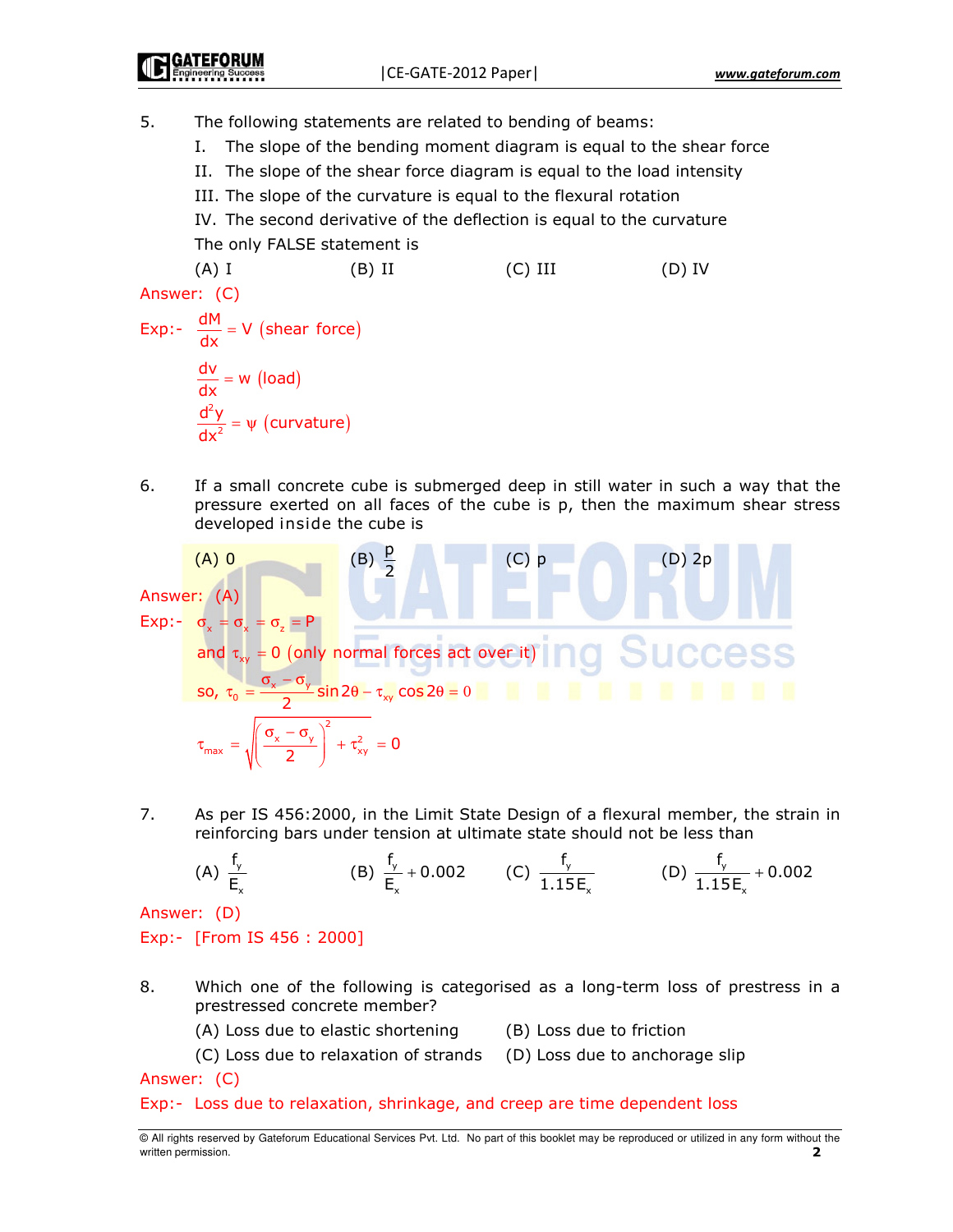5. The following statements are related to bending of beams:

   I. The slope of the bending moment diagram is equal to the shear force

   II. The slope of the shear force diagram is equal to the load intensity

   III. The slope of the curvature is equal to the flexural rotation

   IV. The second derivative of the deflection is equal to the curvature

   The only FALSE statement is

   (A) I  (B) II  (C) III  (D) IV

Answer: (C)

Exp:- $\frac{dM}{dx} = V$ (shear force)

$\frac{dv}{dx} = w$ (load)

$\frac{d^2y}{dx^2} = \psi$ (curvature)

6. If a small concrete cube is submerged deep in still water in such a way that the pressure exerted on all faces of the cube is p, then the maximum shear stress developed inside the cube is

   (A) 0  (B) $\frac{p}{2}$  (C) p  (D) 2p

Answer: (A)

Exp:- $\sigma_x = \sigma_x = \sigma_z = P$

and $\tau_{xy} = 0$ (only normal forces act over it)

so, $\tau_0 = \frac{\sigma_x - \sigma_y}{2} \sin 2\theta - \tau_{xy} \cos 2\theta = 0$

$$\tau_{max} = \sqrt{\left(\frac{\sigma_x - \sigma_y}{2}\right)^2 + \tau_{xy}^2} = 0$$

7. As per IS 456:2000, in the Limit State Design of a flexural member, the strain in reinforcing bars under tension at ultimate state should not be less than

   (A) $\frac{f_y}{E_x}$  (B) $\frac{f_y}{E_x} + 0.002$  (C) $\frac{f_y}{1.15E_x}$  (D) $\frac{f_y}{1.15E_x} + 0.002$

Answer: (D)

Exp:- [From IS 456 : 2000]

8. Which one of the following is categorised as a long-term loss of prestress in a prestressed concrete member?

   (A) Loss due to elastic shortening  (B) Loss due to friction

   (C) Loss due to relaxation of strands  (D) Loss due to anchorage slip

Answer: (C)

Exp:- Loss due to relaxation, shrinkage, and creep are time dependent loss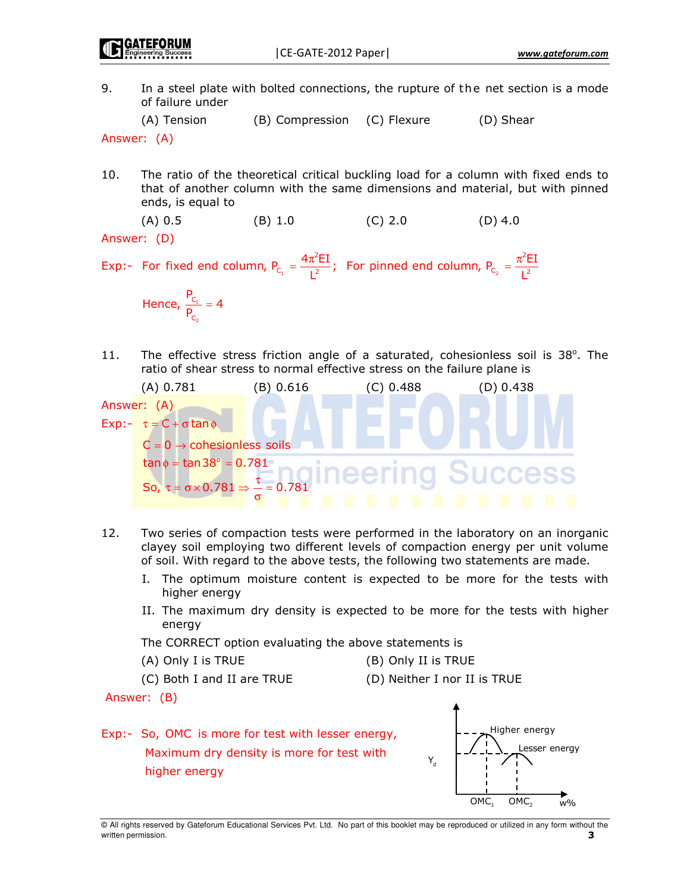9. In a steel plate with bolted connections, the rupture of the net section is a mode of failure under

(A) Tension (B) Compression (C) Flexure (D) Shear

Answer: (A)

10. The ratio of the theoretical critical buckling load for a column with fixed ends to that of another column with the same dimensions and material, but with pinned ends, is equal to

(A) 0.5 (B) 1.0 (C) 2.0 (D) 4.0

Answer: (D)

Exp:- For fixed end column, $P_{C_1} = \frac{4\pi^2 EI}{L^2}$; For pinned end column, $P_{C_2} = \frac{\pi^2 EI}{L^2}$

Hence, $\frac{P_{C_1}}{P_{C_2}} = 4$

11. The effective stress friction angle of a saturated, cohesionless soil is 38°. The ratio of shear stress to normal effective stress on the failure plane is

(A) 0.781 (B) 0.616 (C) 0.488 (D) 0.438

Answer: (A)

Exp:- $\tau = C + \sigma \tan\phi$

$C = 0 \rightarrow$ cohesionless soils

$\tan\phi = \tan 38° = 0.781$

So, $\tau = \sigma \times 0.781 \Rightarrow \frac{\tau}{\sigma} = 0.781$

12. Two series of compaction tests were performed in the laboratory on an inorganic clayey soil employing two different levels of compaction energy per unit volume of soil. With regard to the above tests, the following two statements are made.

I. The optimum moisture content is expected to be more for the tests with higher energy

II. The maximum dry density is expected to be more for the tests with higher energy

The CORRECT option evaluating the above statements is

(A) Only I is TRUE (B) Only II is TRUE

(C) Both I and II are TRUE (D) Neither I nor II is TRUE

Answer: (B)

Exp:- So, OMC is more for test with lesser energy, Maximum dry density is more for test with higher energy

(Figure: $\gamma_d$ vs w% curves labelled "Higher energy" and "Lesser energy", with $OMC_1$ and $OMC_2$ marked.)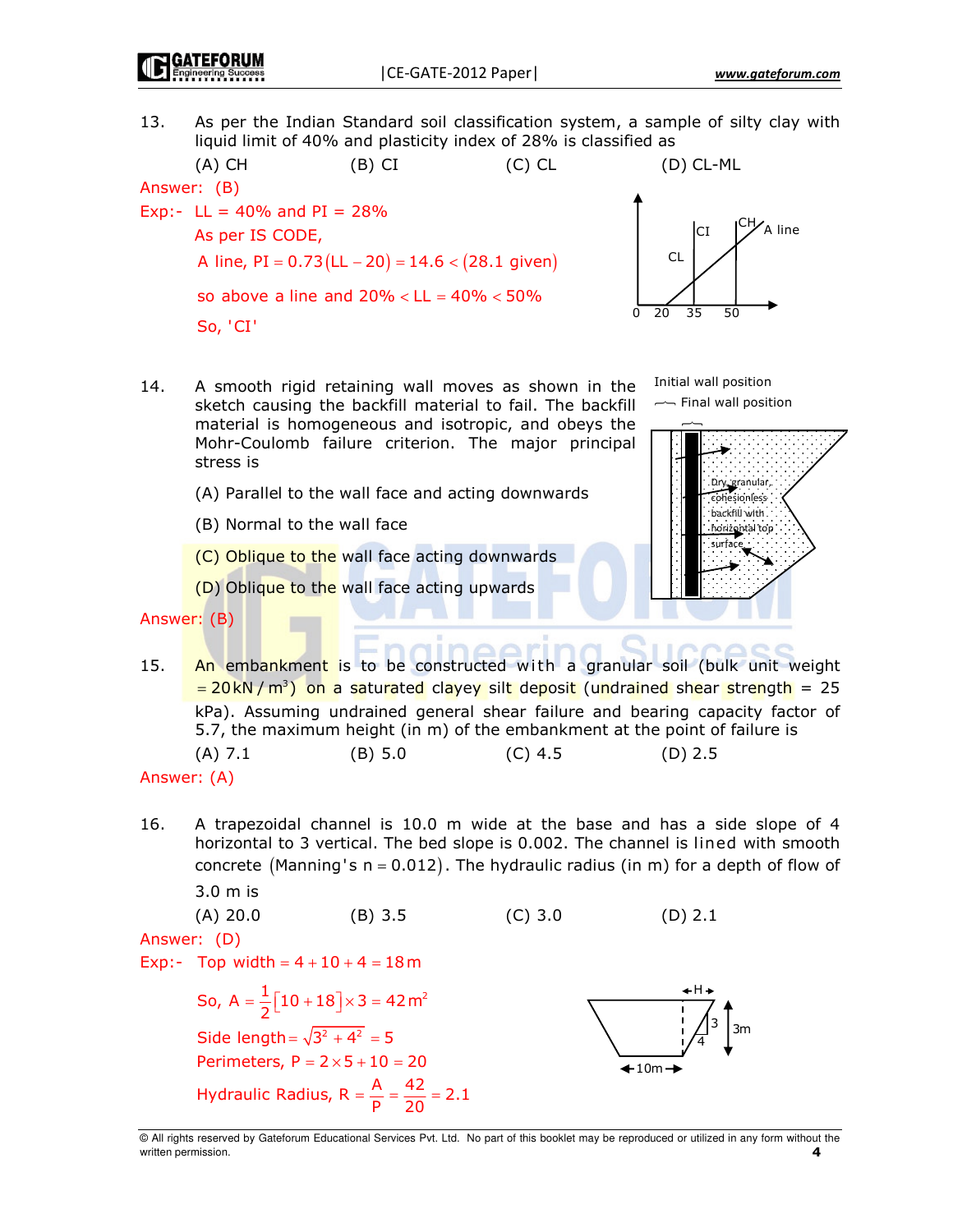13. As per the Indian Standard soil classification system, a sample of silty clay with liquid limit of 40% and plasticity index of 28% is classified as

(A) CH (B) CI (C) CL (D) CL-ML

Answer: (B)

Exp:- LL = 40% and PI = 28%

As per IS CODE,

A line, $PI = 0.73(LL - 20) = 14.6 < (28.1 \text{ given})$

so above a line and $20\% < LL = 40\% < 50\%$

So, 'CI'

14. A smooth rigid retaining wall moves as shown in the sketch causing the backfill material to fail. The backfill material is homogeneous and isotropic, and obeys the Mohr-Coulomb failure criterion. The major principal stress is

Initial wall position

Final wall position

Dry, granular, cohesionless backfill with horizontal top surface

(A) Parallel to the wall face and acting downwards

(B) Normal to the wall face

(C) Oblique to the wall face acting downwards

(D) Oblique to the wall face acting upwards

Answer: (B)

15. An embankment is to be constructed with a granular soil (bulk unit weight $= 20\text{kN/m}^3$) on a saturated clayey silt deposit (undrained shear strength = 25 kPa). Assuming undrained general shear failure and bearing capacity factor of 5.7, the maximum height (in m) of the embankment at the point of failure is

(A) 7.1 (B) 5.0 (C) 4.5 (D) 2.5

Answer: (A)

16. A trapezoidal channel is 10.0 m wide at the base and has a side slope of 4 horizontal to 3 vertical. The bed slope is 0.002. The channel is lined with smooth concrete $(\text{Manning's } n = 0.012)$. The hydraulic radius (in m) for a depth of flow of 3.0 m is

(A) 20.0 (B) 3.5 (C) 3.0 (D) 2.1

Answer: (D)

Exp:- Top width $= 4 + 10 + 4 = 18\text{m}$

So, $A = \frac{1}{2}[10 + 18] \times 3 = 42\text{m}^2$

Side length $= \sqrt{3^2 + 4^2} = 5$

Perimeters, $P = 2 \times 5 + 10 = 20$

Hydraulic Radius, $R = \frac{A}{P} = \frac{42}{20} = 2.1$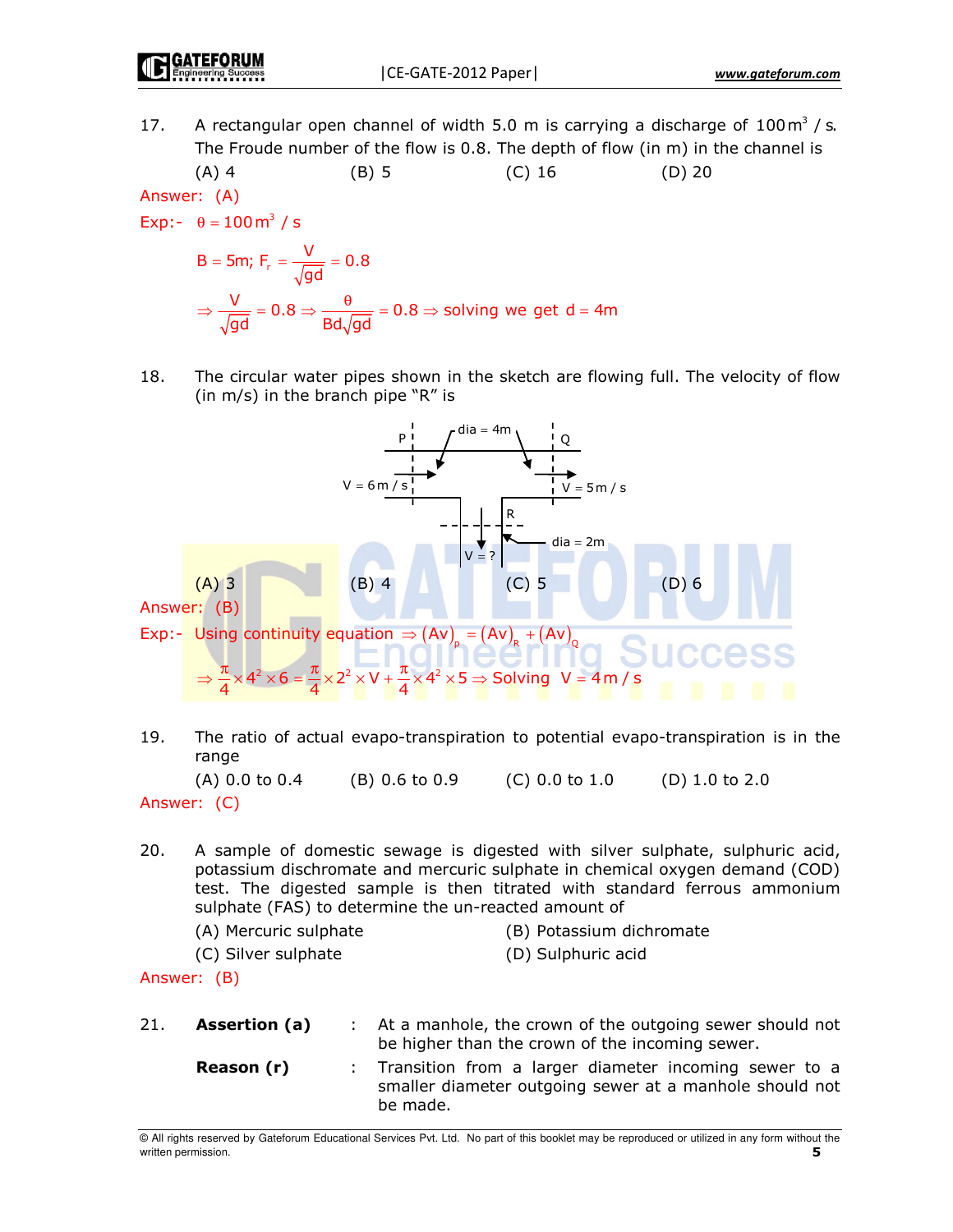17. A rectangular open channel of width 5.0 m is carrying a discharge of $100\,m^3/s$. The Froude number of the flow is 0.8. The depth of flow (in m) in the channel is

(A) 4 (B) 5 (C) 16 (D) 20

Answer: (A)

Exp:- $\theta = 100\,m^3/s$

$$B = 5m;\ F_r = \frac{V}{\sqrt{gd}} = 0.8$$

$$\Rightarrow \frac{V}{\sqrt{gd}} = 0.8 \Rightarrow \frac{\theta}{Bd\sqrt{gd}} = 0.8 \Rightarrow \text{solving we get } d = 4m$$

18. The circular water pipes shown in the sketch are flowing full. The velocity of flow (in m/s) in the branch pipe "R" is

P, dia = 4m, Q

V = 6 m/s, V = 5 m/s

R, dia = 2m, V = ?

(A) 3 (B) 4 (C) 5 (D) 6

Answer: (B)

Exp:- Using continuity equation $\Rightarrow (Av)_p = (Av)_R + (Av)_Q$

$$\Rightarrow \frac{\pi}{4} \times 4^2 \times 6 = \frac{\pi}{4} \times 2^2 \times V + \frac{\pi}{4} \times 4^2 \times 5 \Rightarrow \text{Solving } V = 4\,m/s$$

19. The ratio of actual evapo-transpiration to potential evapo-transpiration is in the range

(A) 0.0 to 0.4 (B) 0.6 to 0.9 (C) 0.0 to 1.0 (D) 1.0 to 2.0

Answer: (C)

20. A sample of domestic sewage is digested with silver sulphate, sulphuric acid, potassium dischromate and mercuric sulphate in chemical oxygen demand (COD) test. The digested sample is then titrated with standard ferrous ammonium sulphate (FAS) to determine the un-reacted amount of

(A) Mercuric sulphate (B) Potassium dichromate

(C) Silver sulphate (D) Sulphuric acid

Answer: (B)

21. **Assertion (a)** : At a manhole, the crown of the outgoing sewer should not be higher than the crown of the incoming sewer.

**Reason (r)** : Transition from a larger diameter incoming sewer to a smaller diameter outgoing sewer at a manhole should not be made.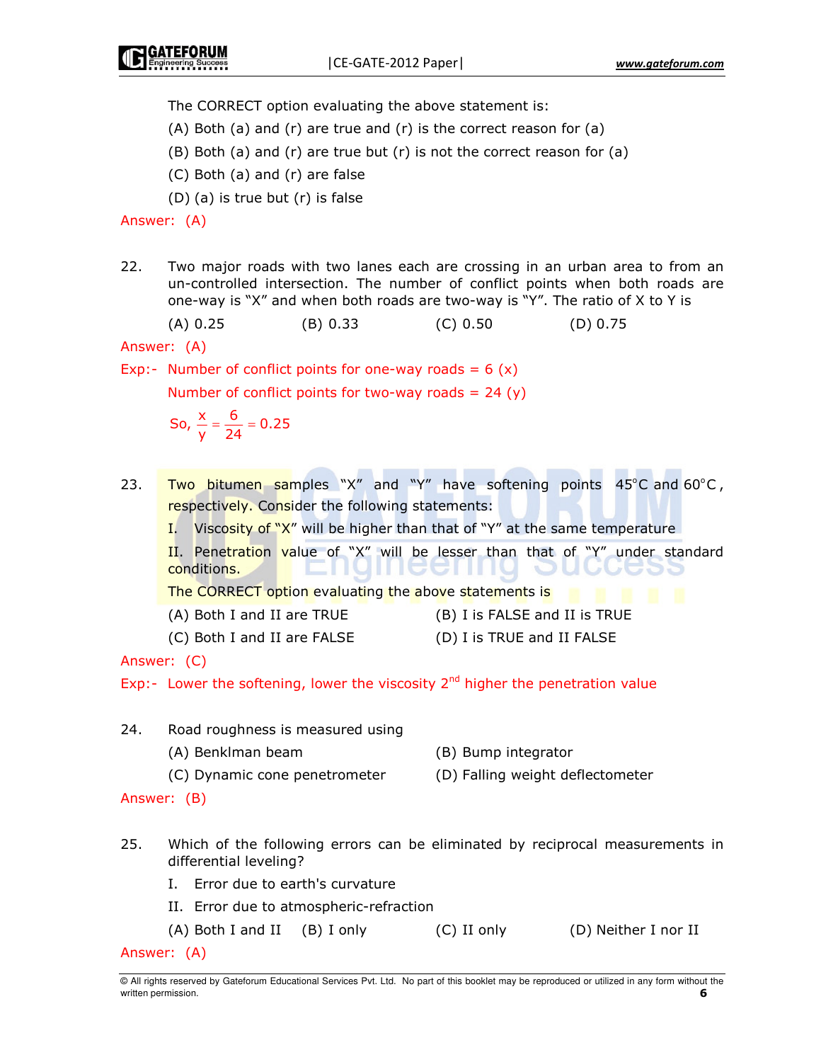The CORRECT option evaluating the above statement is:

(A) Both (a) and (r) are true and (r) is the correct reason for (a)

(B) Both (a) and (r) are true but (r) is not the correct reason for (a)

(C) Both (a) and (r) are false

(D) (a) is true but (r) is false

Answer: (A)

22. Two major roads with two lanes each are crossing in an urban area to from an un-controlled intersection. The number of conflict points when both roads are one-way is "X" and when both roads are two-way is "Y". The ratio of X to Y is

(A) 0.25 (B) 0.33 (C) 0.50 (D) 0.75

Answer: (A)

Exp:- Number of conflict points for one-way roads = 6 (x)

Number of conflict points for two-way roads = 24 (y)

So, $\frac{x}{y} = \frac{6}{24} = 0.25$

23. Two bitumen samples "X" and "Y" have softening points $45^{\circ}C$ and $60^{\circ}C$, respectively. Consider the following statements:

I. Viscosity of "X" will be higher than that of "Y" at the same temperature

II. Penetration value of "X" will be lesser than that of "Y" under standard conditions.

The CORRECT option evaluating the above statements is

(A) Both I and II are TRUE (B) I is FALSE and II is TRUE

(C) Both I and II are FALSE (D) I is TRUE and II FALSE

Answer: (C)

Exp:- Lower the softening, lower the viscosity 2nd higher the penetration value

24. Road roughness is measured using

(A) Benklman beam (B) Bump integrator

(C) Dynamic cone penetrometer (D) Falling weight deflectometer

Answer: (B)

25. Which of the following errors can be eliminated by reciprocal measurements in differential leveling?

I. Error due to earth's curvature

II. Error due to atmospheric-refraction

(A) Both I and II (B) I only (C) II only (D) Neither I nor II

Answer: (A)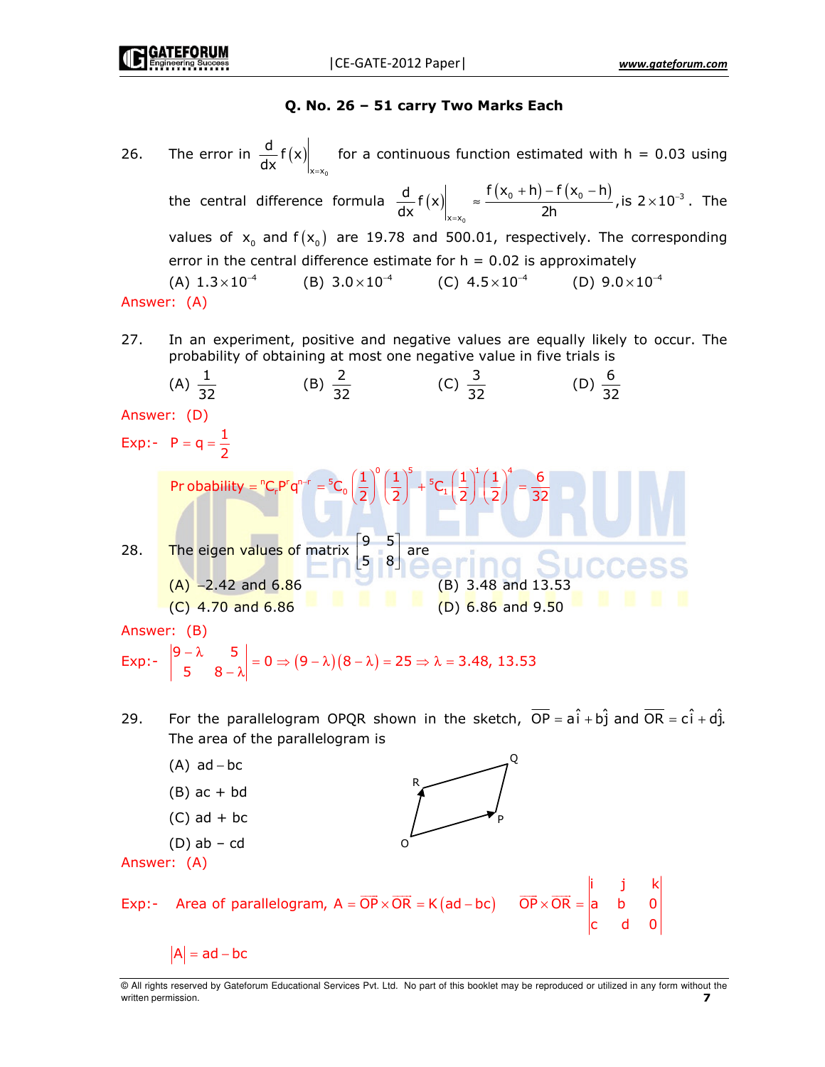### Q. No. 26 – 51 carry Two Marks Each

26. The error in $\left.\frac{d}{dx}f(x)\right|_{x=x_0}$ for a continuous function estimated with h = 0.03 using the central difference formula $\left.\frac{d}{dx}f(x)\right|_{x=x_0} \approx \frac{f(x_0+h)-f(x_0-h)}{2h}$, is $2\times10^{-3}$. The values of $x_0$ and $f(x_0)$ are 19.78 and 500.01, respectively. The corresponding error in the central difference estimate for h = 0.02 is approximately

(A) $1.3\times10^{-4}$ (B) $3.0\times10^{-4}$ (C) $4.5\times10^{-4}$ (D) $9.0\times10^{-4}$

Answer: (A)

27. In an experiment, positive and negative values are equally likely to occur. The probability of obtaining at most one negative value in five trials is

(A) $\frac{1}{32}$ (B) $\frac{2}{32}$ (C) $\frac{3}{32}$ (D) $\frac{6}{32}$

Answer: (D)

Exp:- $P = q = \frac{1}{2}$

$$\text{Probability} = {}^nC_r P^r q^{n-r} = {}^5C_0\left(\frac{1}{2}\right)^0\left(\frac{1}{2}\right)^5 + {}^5C_1\left(\frac{1}{2}\right)^1\left(\frac{1}{2}\right)^4 = \frac{6}{32}$$

28. The eigen values of matrix $\begin{bmatrix} 9 & 5 \\ 5 & 8 \end{bmatrix}$ are

(A) −2.42 and 6.86 (B) 3.48 and 13.53

(C) 4.70 and 6.86 (D) 6.86 and 9.50

Answer: (B)

Exp:- $\begin{vmatrix} 9-\lambda & 5 \\ 5 & 8-\lambda \end{vmatrix} = 0 \Rightarrow (9-\lambda)(8-\lambda) = 25 \Rightarrow \lambda = 3.48,\ 13.53$

29. For the parallelogram OPQR shown in the sketch, $\overline{OP} = a\hat{i} + b\hat{j}$ and $\overline{OR} = c\hat{i} + d\hat{j}$. The area of the parallelogram is

(A) ad − bc

(B) ac + bd

(C) ad + bc

(D) ab − cd

Answer: (A)

Exp:- Area of parallelogram, $A = \overline{OP}\times\overline{OR} = K(ad-bc)$ $\quad \overline{OP}\times\overline{OR} = \begin{vmatrix} i & j & k \\ a & b & 0 \\ c & d & 0 \end{vmatrix}$

$|A| = ad - bc$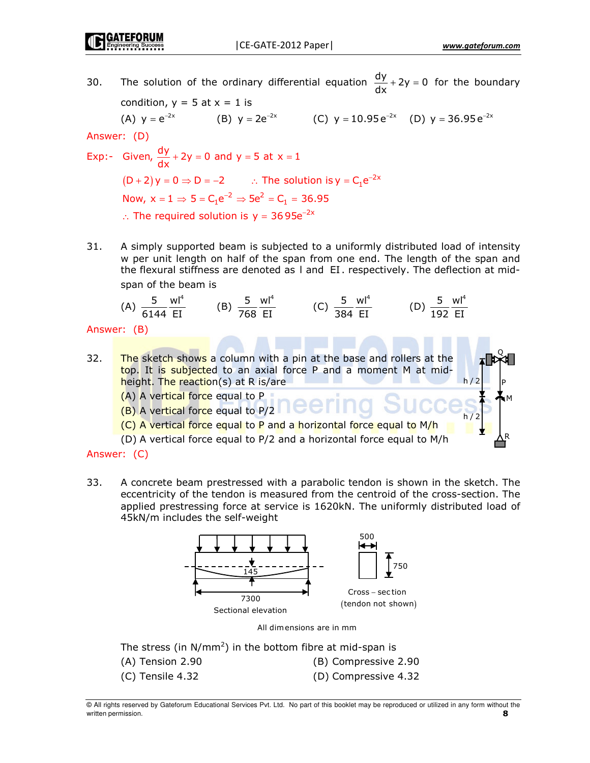30. The solution of the ordinary differential equation $\frac{dy}{dx} + 2y = 0$ for the boundary condition, y = 5 at x = 1 is

(A) $y = e^{-2x}$ (B) $y = 2e^{-2x}$ (C) $y = 10.95\,e^{-2x}$ (D) $y = 36.95\,e^{-2x}$

Answer: (D)

Exp:- Given, $\frac{dy}{dx} + 2y = 0$ and $y = 5$ at $x = 1$

$(D+2)\,y = 0 \Rightarrow D = -2$ $\quad \therefore$ The solution is $y = C_1 e^{-2x}$

Now, $x = 1 \Rightarrow 5 = C_1 e^{-2} \Rightarrow 5e^2 = C_1 = 36.95$

$\therefore$ The required solution is $y = 36\,95 e^{-2x}$

31. A simply supported beam is subjected to a uniformly distributed load of intensity w per unit length on half of the span from one end. The length of the span and the flexural stiffness are denoted as l and EI. respectively. The deflection at mid-span of the beam is

(A) $\frac{5}{6144}\frac{wl^4}{EI}$ (B) $\frac{5}{768}\frac{wl^4}{EI}$ (C) $\frac{5}{384}\frac{wl^4}{EI}$ (D) $\frac{5}{192}\frac{wl^4}{EI}$

Answer: (B)

32. The sketch shows a column with a pin at the base and rollers at the top. It is subjected to an axial force P and a moment M at mid-height. The reaction(s) at R is/are

(A) A vertical force equal to P

(B) A vertical force equal to P/2

(C) A vertical force equal to P and a horizontal force equal to M/h

(D) A vertical force equal to P/2 and a horizontal force equal to M/h

Answer: (C)

33. A concrete beam prestressed with a parabolic tendon is shown in the sketch. The eccentricity of the tendon is measured from the centroid of the cross-section. The applied prestressing force at service is 1620kN. The uniformly distributed load of 45kN/m includes the self-weight

Sectional elevation (span 7300, eccentricity 145)

Cross – section (tendon not shown) (500 × 750)

All dimensions are in mm

The stress (in $N/mm^2$) in the bottom fibre at mid-span is

(A) Tension 2.90 (B) Compressive 2.90

(C) Tensile 4.32 (D) Compressive 4.32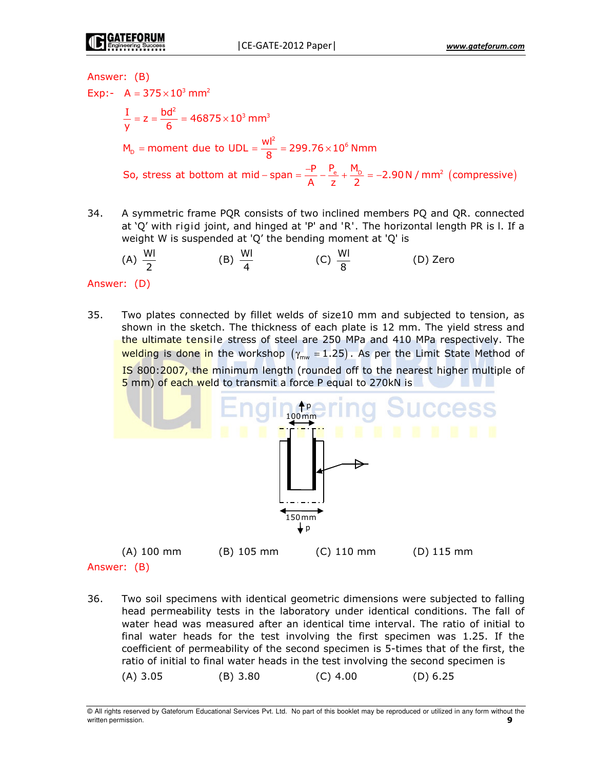Answer: (B)

Exp:- $A = 375 \times 10^3 \text{ mm}^2$

$$\frac{I}{y} = z = \frac{bd^2}{6} = 46875 \times 10^3 \text{ mm}^3$$

$$M_D = \text{moment due to UDL} = \frac{wl^2}{8} = 299.76 \times 10^6 \text{ Nmm}$$

$$\text{So, stress at bottom at mid-span} = \frac{-P}{A} - \frac{P_e}{z} + \frac{M_D}{2} = -2.90\text{ N/mm}^2 \text{ (compressive)}$$

34. A symmetric frame PQR consists of two inclined members PQ and QR. connected at 'Q' with rigid joint, and hinged at 'P' and 'R'. The horizontal length PR is l. If a weight W is suspended at 'Q' the bending moment at 'Q' is

(A) $\frac{Wl}{2}$ (B) $\frac{Wl}{4}$ (C) $\frac{Wl}{8}$ (D) Zero

Answer: (D)

35. Two plates connected by fillet welds of size10 mm and subjected to tension, as shown in the sketch. The thickness of each plate is 12 mm. The yield stress and the ultimate tensile stress of steel are 250 MPa and 410 MPa respectively. The welding is done in the workshop $(\gamma_{mw} = 1.25)$. As per the Limit State Method of IS 800:2007, the minimum length (rounded off to the nearest higher multiple of 5 mm) of each weld to transmit a force P equal to 270kN is

(A) 100 mm (B) 105 mm (C) 110 mm (D) 115 mm

Answer: (B)

36. Two soil specimens with identical geometric dimensions were subjected to falling head permeability tests in the laboratory under identical conditions. The fall of water head was measured after an identical time interval. The ratio of initial to final water heads for the test involving the first specimen was 1.25. If the coefficient of permeability of the second specimen is 5-times that of the first, the ratio of initial to final water heads in the test involving the second specimen is

(A) 3.05 (B) 3.80 (C) 4.00 (D) 6.25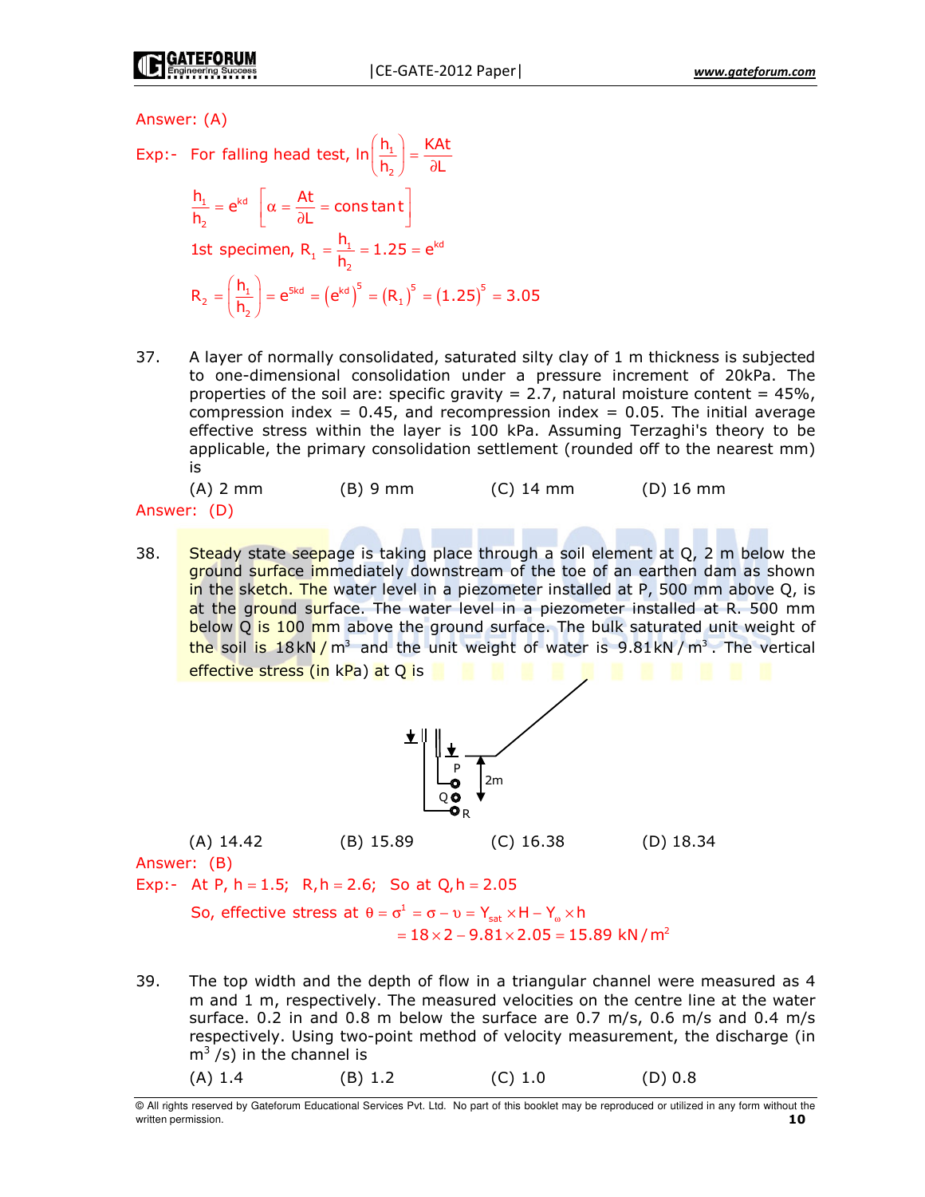Answer: (A)

Exp:- For falling head test, $\ln\left(\frac{h_1}{h_2}\right) = \frac{KAt}{\partial L}$

$$\frac{h_1}{h_2} = e^{kd} \quad \left[\alpha = \frac{At}{\partial L} = \text{constant}\right]$$

1st specimen, $R_1 = \frac{h_1}{h_2} = 1.25 = e^{kd}$

$$R_2 = \left(\frac{h_1}{h_2}\right) = e^{5kd} = \left(e^{kd}\right)^5 = \left(R_1\right)^5 = (1.25)^5 = 3.05$$

37. A layer of normally consolidated, saturated silty clay of 1 m thickness is subjected to one-dimensional consolidation under a pressure increment of 20kPa. The properties of the soil are: specific gravity = 2.7, natural moisture content = 45%, compression index = 0.45, and recompression index = 0.05. The initial average effective stress within the layer is 100 kPa. Assuming Terzaghi's theory to be applicable, the primary consolidation settlement (rounded off to the nearest mm) is

(A) 2 mm (B) 9 mm (C) 14 mm (D) 16 mm

Answer: (D)

38. Steady state seepage is taking place through a soil element at Q, 2 m below the ground surface immediately downstream of the toe of an earthen dam as shown in the sketch. The water level in a piezometer installed at P, 500 mm above Q, is at the ground surface. The water level in a piezometer installed at R, 500 mm below Q is 100 mm above the ground surface. The bulk saturated unit weight of the soil is $18\,kN/m^3$ and the unit weight of water is $9.81\,kN/m^3$. The vertical effective stress (in kPa) at Q is

(A) 14.42 (B) 15.89 (C) 16.38 (D) 18.34

Answer: (B)

Exp:- At P, $h = 1.5$; R, $h = 2.6$; So at Q, $h = 2.05$

So, effective stress at $\theta = \sigma^1 = \sigma - \upsilon = Y_{sat} \times H - Y_{\omega} \times h$

$$= 18 \times 2 - 9.81 \times 2.05 = 15.89\ kN/m^2$$

39. The top width and the depth of flow in a triangular channel were measured as 4 m and 1 m, respectively. The measured velocities on the centre line at the water surface. 0.2 in and 0.8 m below the surface are 0.7 m/s, 0.6 m/s and 0.4 m/s respectively. Using two-point method of velocity measurement, the discharge (in $m^3$/s) in the channel is

(A) 1.4 (B) 1.2 (C) 1.0 (D) 0.8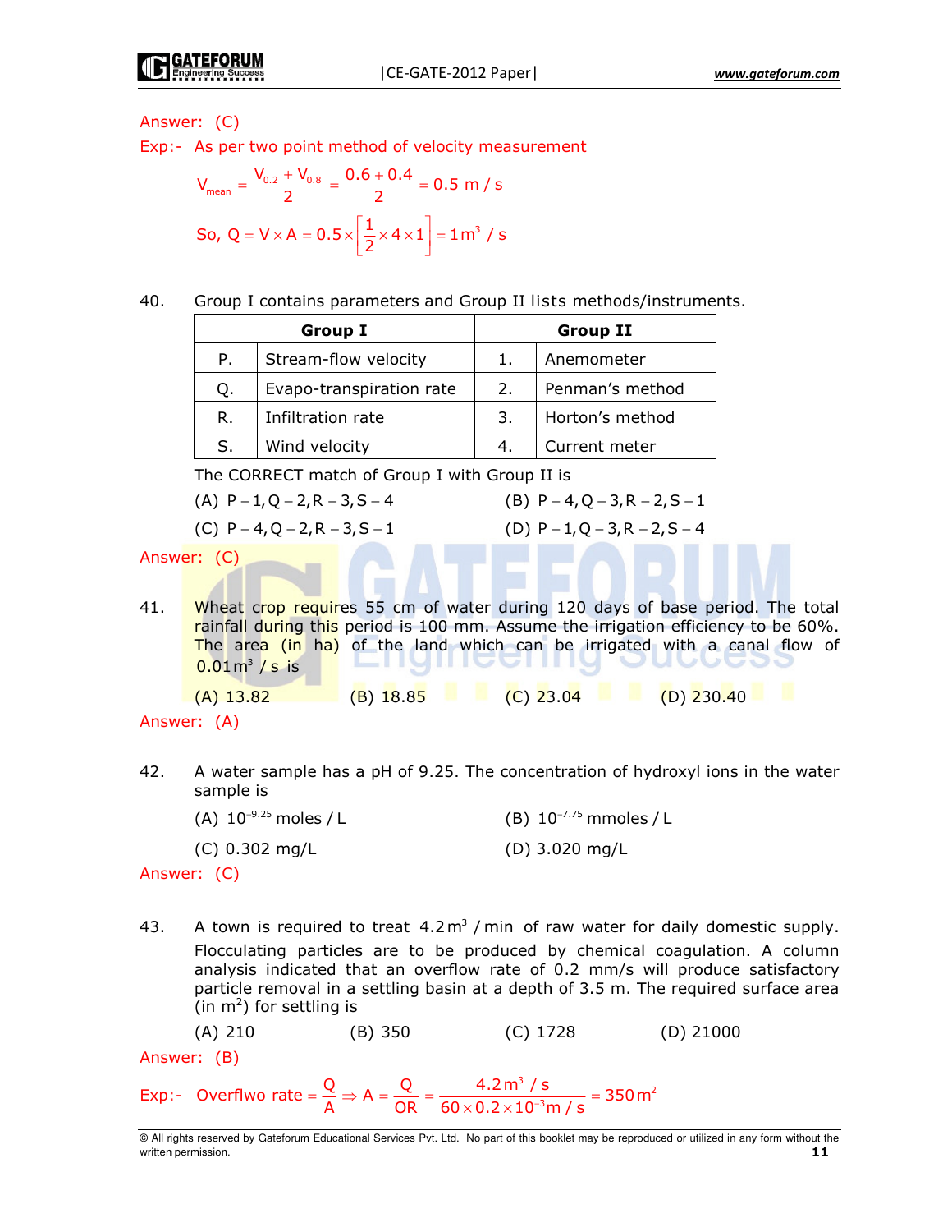Answer: (C)

Exp:- As per two point method of velocity measurement

$$V_{mean} = \frac{V_{0.2} + V_{0.8}}{2} = \frac{0.6 + 0.4}{2} = 0.5 \text{ m/s}$$

$$\text{So, } Q = V \times A = 0.5 \times \left[\frac{1}{2} \times 4 \times 1\right] = 1 \text{m}^3/\text{s}$$

40. Group I contains parameters and Group II lists methods/instruments.

| Group I | | Group II | |
|---|---|---|---|
| P. | Stream-flow velocity | 1. | Anemometer |
| Q. | Evapo-transpiration rate | 2. | Penman's method |
| R. | Infiltration rate | 3. | Horton's method |
| S. | Wind velocity | 4. | Current meter |

The CORRECT match of Group I with Group II is

(A) P – 1, Q – 2, R – 3, S – 4
(B) P – 4, Q – 3, R – 2, S – 1
(C) P – 4, Q – 2, R – 3, S – 1
(D) P – 1, Q – 3, R – 2, S – 4

Answer: (C)

41. Wheat crop requires 55 cm of water during 120 days of base period. The total rainfall during this period is 100 mm. Assume the irrigation efficiency to be 60%. The area (in ha) of the land which can be irrigated with a canal flow of $0.01 \text{m}^3/\text{s}$ is

(A) 13.82 (B) 18.85 (C) 23.04 (D) 230.40

Answer: (A)

42. A water sample has a pH of 9.25. The concentration of hydroxyl ions in the water sample is

(A) $10^{-9.25}$ moles / L
(B) $10^{-7.75}$ mmoles / L
(C) 0.302 mg/L
(D) 3.020 mg/L

Answer: (C)

43. A town is required to treat $4.2 \text{m}^3/\text{min}$ of raw water for daily domestic supply. Flocculating particles are to be produced by chemical coagulation. A column analysis indicated that an overflow rate of 0.2 mm/s will produce satisfactory particle removal in a settling basin at a depth of 3.5 m. The required surface area (in $\text{m}^2$) for settling is

(A) 210 (B) 350 (C) 1728 (D) 21000

Answer: (B)

Exp:- $\text{Overflwo rate} = \frac{Q}{A} \Rightarrow A = \frac{Q}{OR} = \frac{4.2 \text{m}^3/\text{s}}{60 \times 0.2 \times 10^{-3} \text{m/s}} = 350 \text{m}^2$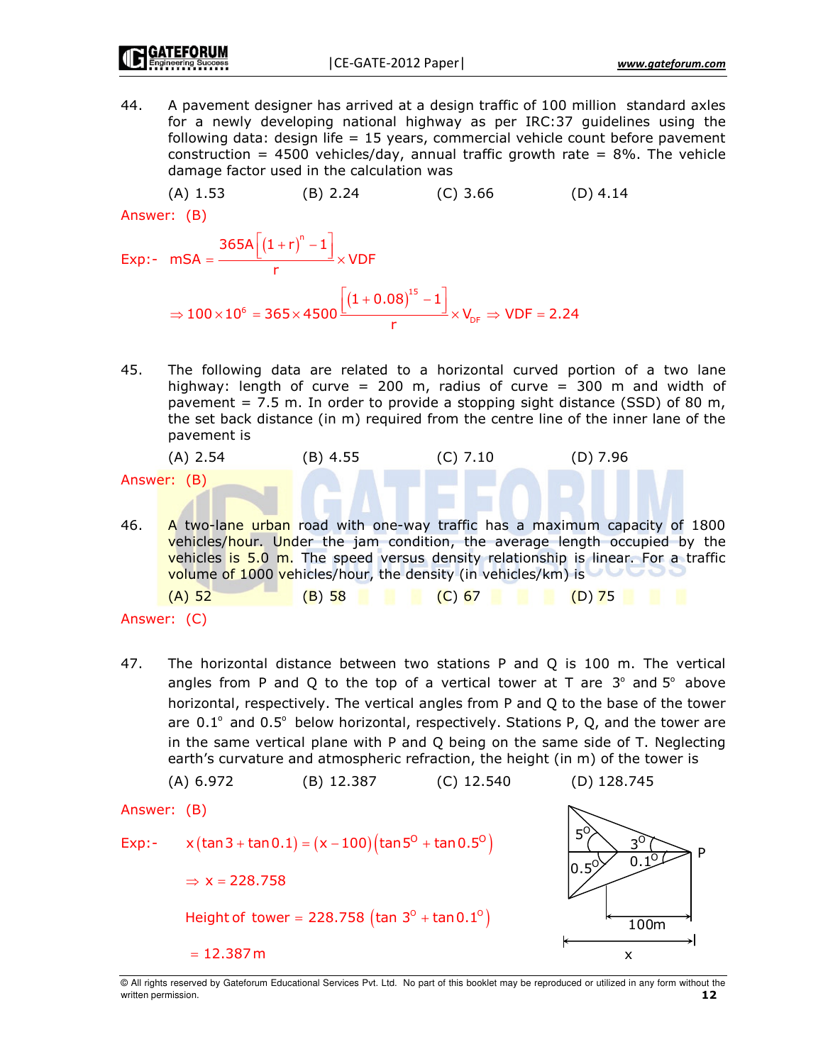44. A pavement designer has arrived at a design traffic of 100 million standard axles for a newly developing national highway as per IRC:37 guidelines using the following data: design life = 15 years, commercial vehicle count before pavement construction = 4500 vehicles/day, annual traffic growth rate = 8%. The vehicle damage factor used in the calculation was

(A) 1.53 (B) 2.24 (C) 3.66 (D) 4.14

Answer: (B)

Exp:- $\text{mSA} = \dfrac{365A\left[(1+r)^n - 1\right]}{r} \times \text{VDF}$

$$\Rightarrow 100\times10^6 = 365\times4500\,\frac{\left[(1+0.08)^{15}-1\right]}{r}\times V_{DF} \Rightarrow \text{VDF} = 2.24$$

45. The following data are related to a horizontal curved portion of a two lane highway: length of curve = 200 m, radius of curve = 300 m and width of pavement = 7.5 m. In order to provide a stopping sight distance (SSD) of 80 m, the set back distance (in m) required from the centre line of the inner lane of the pavement is

(A) 2.54 (B) 4.55 (C) 7.10 (D) 7.96

Answer: (B)

46. A two-lane urban road with one-way traffic has a maximum capacity of 1800 vehicles/hour. Under the jam condition, the average length occupied by the vehicles is 5.0 m. The speed versus density relationship is linear. For a traffic volume of 1000 vehicles/hour, the density (in vehicles/km) is

(A) 52 (B) 58 (C) 67 (D) 75

Answer: (C)

47. The horizontal distance between two stations P and Q is 100 m. The vertical angles from P and Q to the top of a vertical tower at T are $3^\circ$ and $5^\circ$ above horizontal, respectively. The vertical angles from P and Q to the base of the tower are $0.1^\circ$ and $0.5^\circ$ below horizontal, respectively. Stations P, Q, and the tower are in the same vertical plane with P and Q being on the same side of T. Neglecting earth's curvature and atmospheric refraction, the height (in m) of the tower is

(A) 6.972 (B) 12.387 (C) 12.540 (D) 128.745

Answer: (B)

Exp:- $x\left(\tan 3 + \tan 0.1\right) = (x-100)\left(\tan 5^\circ + \tan 0.5^\circ\right)$

$\Rightarrow x = 228.758$

Height of tower $= 228.758\left(\tan 3^\circ + \tan 0.1^\circ\right)$

$= 12.387\,\text{m}$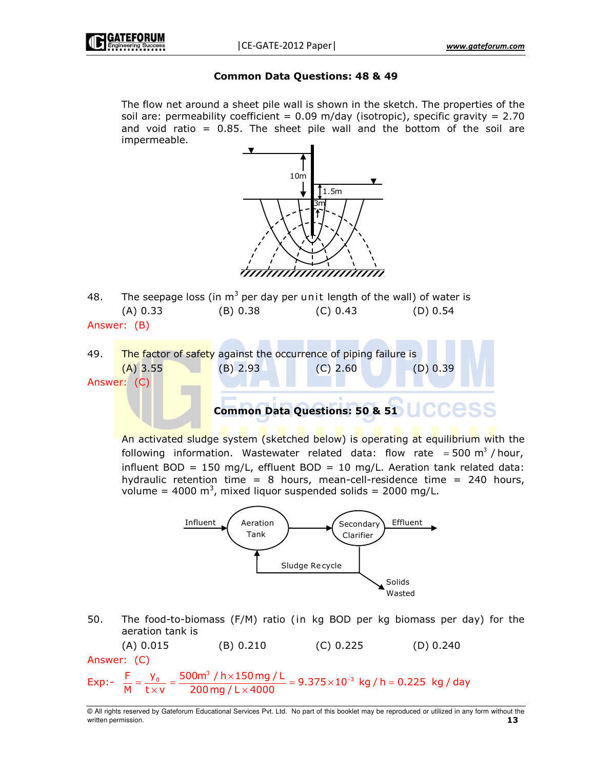### Common Data Questions: 48 & 49

The flow net around a sheet pile wall is shown in the sketch. The properties of the soil are: permeability coefficient = 0.09 m/day (isotropic), specific gravity = 2.70 and void ratio = 0.85. The sheet pile wall and the bottom of the soil are impermeable.

48. The seepage loss (in $m^3$ per day per unit length of the wall) of water is

    (A) 0.33 (B) 0.38 (C) 0.43 (D) 0.54

Answer: (B)

49. The factor of safety against the occurrence of piping failure is

    (A) 3.55 (B) 2.93 (C) 2.60 (D) 0.39

Answer: (C)

### Common Data Questions: 50 & 51

An activated sludge system (sketched below) is operating at equilibrium with the following information. Wastewater related data: flow rate $= 500\ m^3/hour$, influent BOD = 150 mg/L, effluent BOD = 10 mg/L. Aeration tank related data: hydraulic retention time = 8 hours, mean-cell-residence time = 240 hours, volume = 4000 $m^3$, mixed liquor suspended solids = 2000 mg/L.

50. The food-to-biomass (F/M) ratio (in kg BOD per kg biomass per day) for the aeration tank is

    (A) 0.015 (B) 0.210 (C) 0.225 (D) 0.240

Answer: (C)

Exp:- $\frac{F}{M} = \frac{y_0}{t \times v} = \frac{500 m^3/h \times 150\, mg/L}{200\, mg/L \times 4000} = 9.375 \times 10^{-3}\ kg/h = 0.225\ kg/day$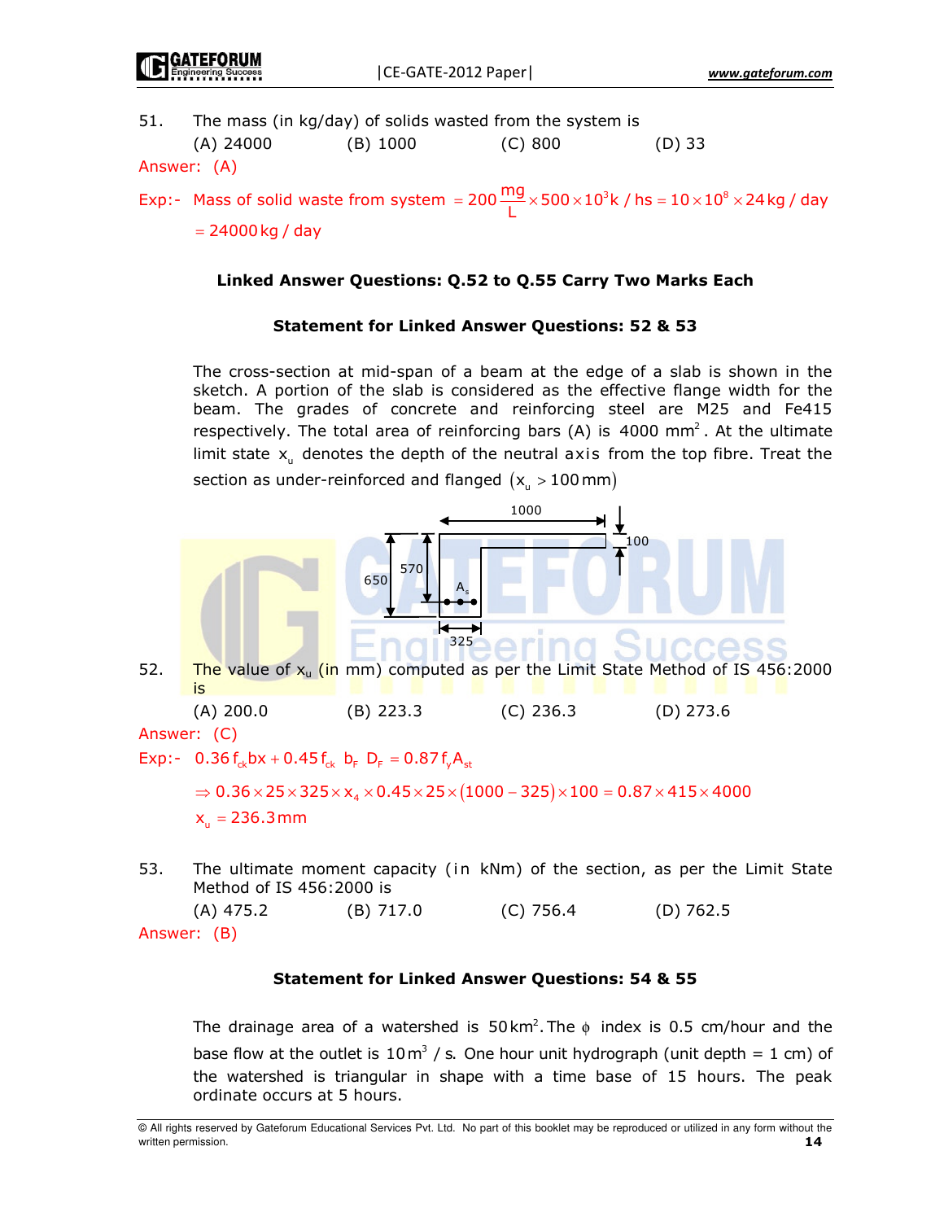51. The mass (in kg/day) of solids wasted from the system is

(A) 24000 (B) 1000 (C) 800 (D) 33

Answer: (A)

Exp:- Mass of solid waste from system $= 200\dfrac{mg}{L} \times 500 \times 10^3 k / hs = 10 \times 10^8 \times 24 kg / day$

$= 24000 kg / day$

**Linked Answer Questions: Q.52 to Q.55 Carry Two Marks Each**

**Statement for Linked Answer Questions: 52 & 53**

The cross-section at mid-span of a beam at the edge of a slab is shown in the sketch. A portion of the slab is considered as the effective flange width for the beam. The grades of concrete and reinforcing steel are M25 and Fe415 respectively. The total area of reinforcing bars (A) is $4000 \text{ mm}^2$. At the ultimate limit state $x_u$ denotes the depth of the neutral axis from the top fibre. Treat the section as under-reinforced and flanged $(x_u > 100 \text{ mm})$

52. The value of $x_u$ (in mm) computed as per the Limit State Method of IS 456:2000 is

(A) 200.0 (B) 223.3 (C) 236.3 (D) 273.6

Answer: (C)

Exp:- $0.36 f_{ck} bx + 0.45 f_{ck} \ b_F \ D_F = 0.87 f_y A_{st}$

$\Rightarrow 0.36 \times 25 \times 325 \times x_4 \times 0.45 \times 25 \times (1000 - 325) \times 100 = 0.87 \times 415 \times 4000$

$x_u = 236.3 \text{mm}$

53. The ultimate moment capacity (in kNm) of the section, as per the Limit State Method of IS 456:2000 is

(A) 475.2 (B) 717.0 (C) 756.4 (D) 762.5

Answer: (B)

**Statement for Linked Answer Questions: 54 & 55**

The drainage area of a watershed is $50 \text{km}^2$. The $\phi$ index is 0.5 cm/hour and the base flow at the outlet is $10 \text{m}^3 / s$. One hour unit hydrograph (unit depth = 1 cm) of the watershed is triangular in shape with a time base of 15 hours. The peak ordinate occurs at 5 hours.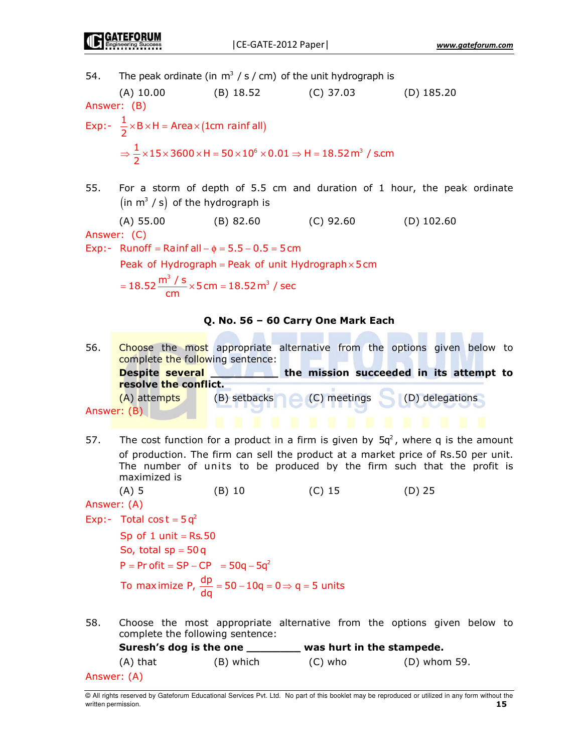54. The peak ordinate (in $m^3 / s / cm$) of the unit hydrograph is

(A) 10.00 (B) 18.52 (C) 37.03 (D) 185.20

Answer: (B)

Exp:- $\frac{1}{2} \times B \times H = \text{Area} \times (1\text{cm rainfall})$

$$\Rightarrow \frac{1}{2} \times 15 \times 3600 \times H = 50 \times 10^6 \times 0.01 \Rightarrow H = 18.52\,m^3 / s.cm$$

55. For a storm of depth of 5.5 cm and duration of 1 hour, the peak ordinate $(\text{in } m^3 / s)$ of the hydrograph is

(A) 55.00 (B) 82.60 (C) 92.60 (D) 102.60

Answer: (C)

Exp:- $\text{Runoff} = \text{Rainfall} - \phi = 5.5 - 0.5 = 5\,cm$

$\text{Peak of Hydrograph} = \text{Peak of unit Hydrograph} \times 5\,cm$

$$= 18.52 \frac{m^3 / s}{cm} \times 5\,cm = 18.52\,m^3 / sec$$

**Q. No. 56 – 60 Carry One Mark Each**

56. Choose the most appropriate alternative from the options given below to complete the following sentence:

**Despite several __________ the mission succeeded in its attempt to resolve the conflict.**

(A) attempts (B) setbacks (C) meetings (D) delegations

Answer: (B)

57. The cost function for a product in a firm is given by $5q^2$, where q is the amount of production. The firm can sell the product at a market price of Rs.50 per unit. The number of units to be produced by the firm such that the profit is maximized is

(A) 5 (B) 10 (C) 15 (D) 25

Answer: (A)

Exp:- $\text{Total cost} = 5q^2$

$\text{Sp of 1 unit} = \text{Rs.}50$

$\text{So, total sp} = 50q$

$P = \text{Profit} = SP - CP = 50q - 5q^2$

$\text{To maximize P, } \frac{dp}{dq} = 50 - 10q = 0 \Rightarrow q = 5 \text{ units}$

58. Choose the most appropriate alternative from the options given below to complete the following sentence:

**Suresh's dog is the one ________ was hurt in the stampede.**

(A) that (B) which (C) who (D) whom 59.

Answer: (A)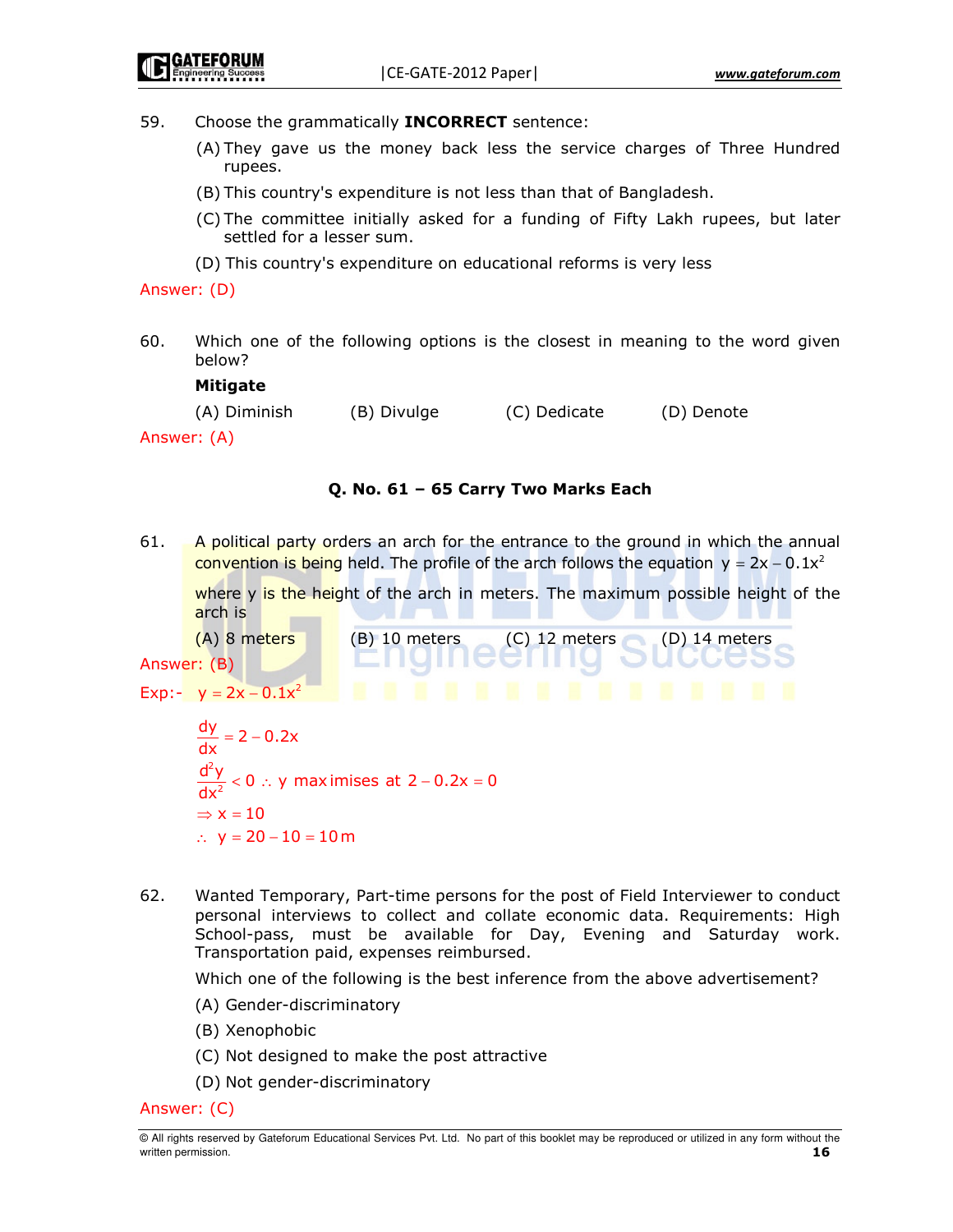59. Choose the grammatically **INCORRECT** sentence:

   (A) They gave us the money back less the service charges of Three Hundred rupees.

   (B) This country's expenditure is not less than that of Bangladesh.

   (C) The committee initially asked for a funding of Fifty Lakh rupees, but later settled for a lesser sum.

   (D) This country's expenditure on educational reforms is very less

Answer: (D)

60. Which one of the following options is the closest in meaning to the word given below?

   **Mitigate**

   (A) Diminish  (B) Divulge  (C) Dedicate  (D) Denote

Answer: (A)

### Q. No. 61 – 65 Carry Two Marks Each

61. A political party orders an arch for the entrance to the ground in which the annual convention is being held. The profile of the arch follows the equation $y = 2x - 0.1x^2$ where y is the height of the arch in meters. The maximum possible height of the arch is

   (A) 8 meters  (B) 10 meters  (C) 12 meters  (D) 14 meters

Answer: (B)

Exp:- $y = 2x - 0.1x^2$

$$\frac{dy}{dx} = 2 - 0.2x$$

$$\frac{d^2y}{dx^2} < 0 \therefore \text{ y maximises at } 2 - 0.2x = 0$$

$$\Rightarrow x = 10$$

$$\therefore \; y = 20 - 10 = 10\,m$$

62. Wanted Temporary, Part-time persons for the post of Field Interviewer to conduct personal interviews to collect and collate economic data. Requirements: High School-pass, must be available for Day, Evening and Saturday work. Transportation paid, expenses reimbursed.

   Which one of the following is the best inference from the above advertisement?

   (A) Gender-discriminatory

   (B) Xenophobic

   (C) Not designed to make the post attractive

   (D) Not gender-discriminatory

Answer: (C)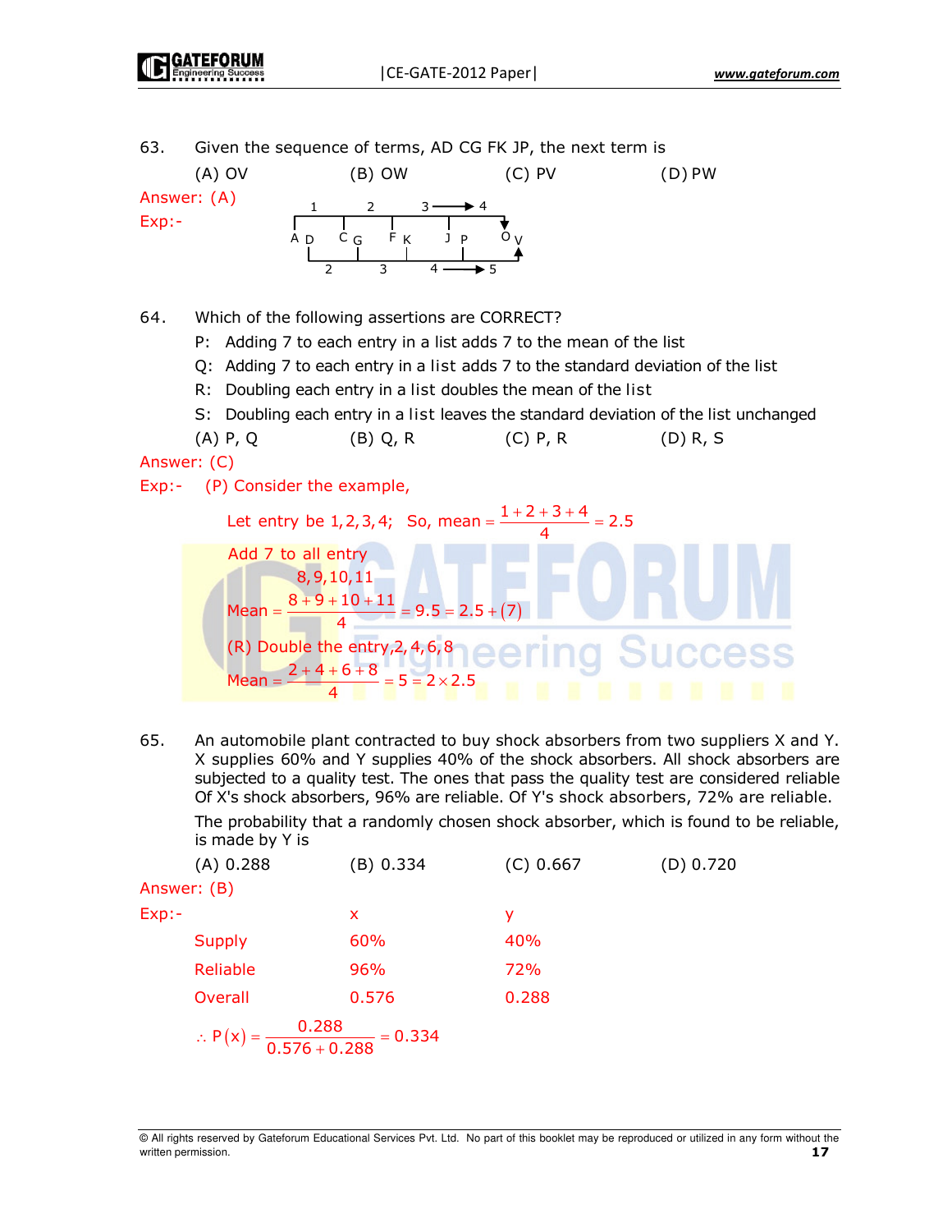63. Given the sequence of terms, AD CG FK JP, the next term is

(A) OV (B) OW (C) PV (D) PW

Answer: (A)

Exp:-

1 2 3 4

A D C G F K J P O V

2 3 4 5

64. Which of the following assertions are CORRECT?

P: Adding 7 to each entry in a list adds 7 to the mean of the list

Q: Adding 7 to each entry in a list adds 7 to the standard deviation of the list

R: Doubling each entry in a list doubles the mean of the list

S: Doubling each entry in a list leaves the standard deviation of the list unchanged

(A) P, Q (B) Q, R (C) P, R (D) R, S

Answer: (C)

Exp:- (P) Consider the example,

Let entry be 1,2,3,4; So, mean $= \frac{1+2+3+4}{4} = 2.5$

Add 7 to all entry

8,9,10,11

$\text{Mean} = \frac{8+9+10+11}{4} = 9.5 = 2.5 + (7)$

(R) Double the entry,2,4,6,8

$\text{Mean} = \frac{2+4+6+8}{4} = 5 = 2 \times 2.5$

65. An automobile plant contracted to buy shock absorbers from two suppliers X and Y. X supplies 60% and Y supplies 40% of the shock absorbers. All shock absorbers are subjected to a quality test. The ones that pass the quality test are considered reliable Of X's shock absorbers, 96% are reliable. Of Y's shock absorbers, 72% are reliable.

The probability that a randomly chosen shock absorber, which is found to be reliable, is made by Y is

(A) 0.288 (B) 0.334 (C) 0.667 (D) 0.720

Answer: (B)

Exp:-

| | x | y |
|---|---|---|
| Supply | 60% | 40% |
| Reliable | 96% | 72% |
| Overall | 0.576 | 0.288 |

$\therefore P(x) = \frac{0.288}{0.576 + 0.288} = 0.334$